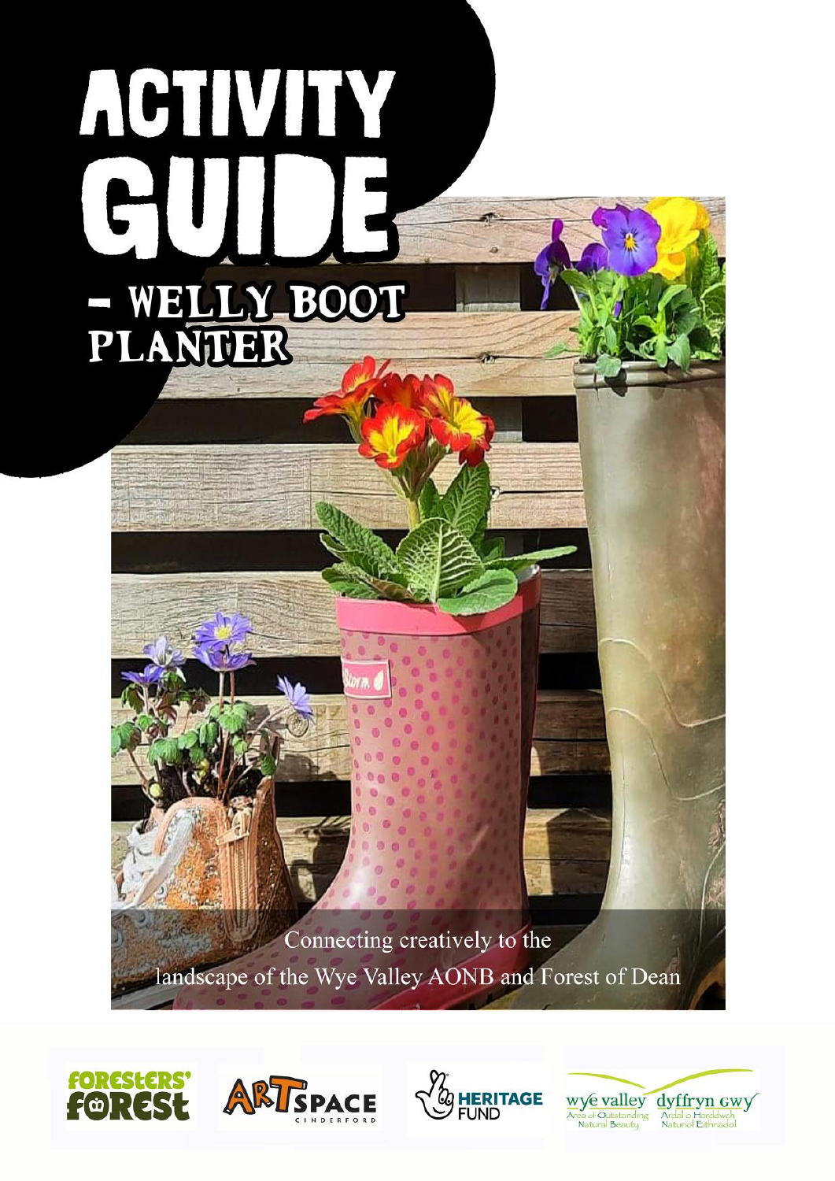# ACTIVITY GUIDE

## – WELLY BOOT PLANTER

Connecting creatively to the landscape of the Wye Valley AONB and Forest of Dean

Foresters' Forest | ArtSpace Cinderford | Heritage Fund | Wye Valley Area of Outstanding Natural Beauty – Dyffryn Gwy Ardal o Harddwch Naturiol Eithriadol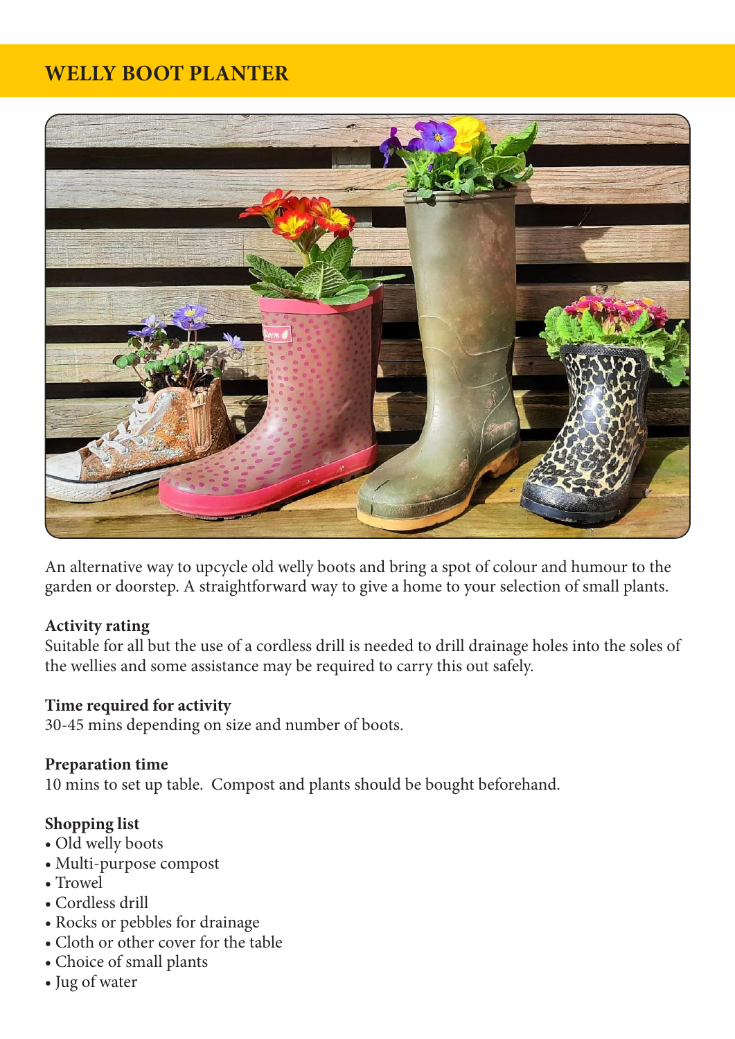# WELLY BOOT PLANTER

An alternative way to upcycle old welly boots and bring a spot of colour and humour to the garden or doorstep. A straightforward way to give a home to your selection of small plants.

**Activity rating**
Suitable for all but the use of a cordless drill is needed to drill drainage holes into the soles of the wellies and some assistance may be required to carry this out safely.

**Time required for activity**
30-45 mins depending on size and number of boots.

**Preparation time**
10 mins to set up table. Compost and plants should be bought beforehand.

**Shopping list**
- Old welly boots
- Multi-purpose compost
- Trowel
- Cordless drill
- Rocks or pebbles for drainage
- Cloth or other cover for the table
- Choice of small plants
- Jug of water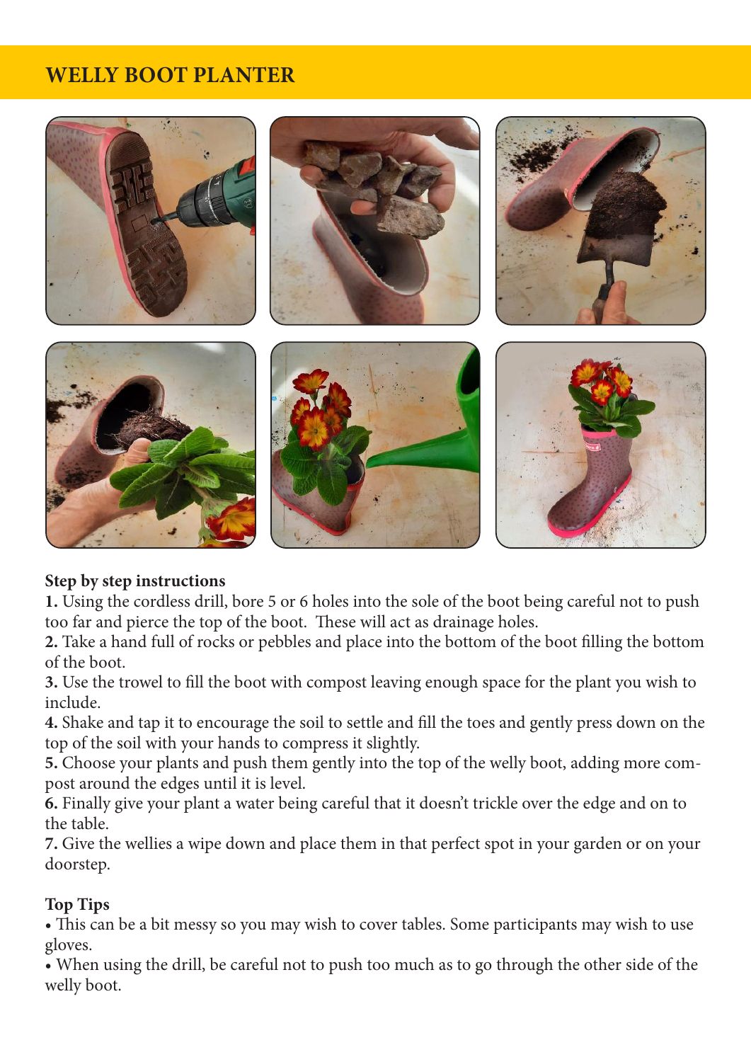# WELLY BOOT PLANTER

**Step by step instructions**

**1.** Using the cordless drill, bore 5 or 6 holes into the sole of the boot being careful not to push too far and pierce the top of the boot. These will act as drainage holes.

**2.** Take a hand full of rocks or pebbles and place into the bottom of the boot filling the bottom of the boot.

**3.** Use the trowel to fill the boot with compost leaving enough space for the plant you wish to include.

**4.** Shake and tap it to encourage the soil to settle and fill the toes and gently press down on the top of the soil with your hands to compress it slightly.

**5.** Choose your plants and push them gently into the top of the welly boot, adding more compost around the edges until it is level.

**6.** Finally give your plant a water being careful that it doesn't trickle over the edge and on to the table.

**7.** Give the wellies a wipe down and place them in that perfect spot in your garden or on your doorstep.

**Top Tips**

- This can be a bit messy so you may wish to cover tables. Some participants may wish to use gloves.
- When using the drill, be careful not to push too much as to go through the other side of the welly boot.